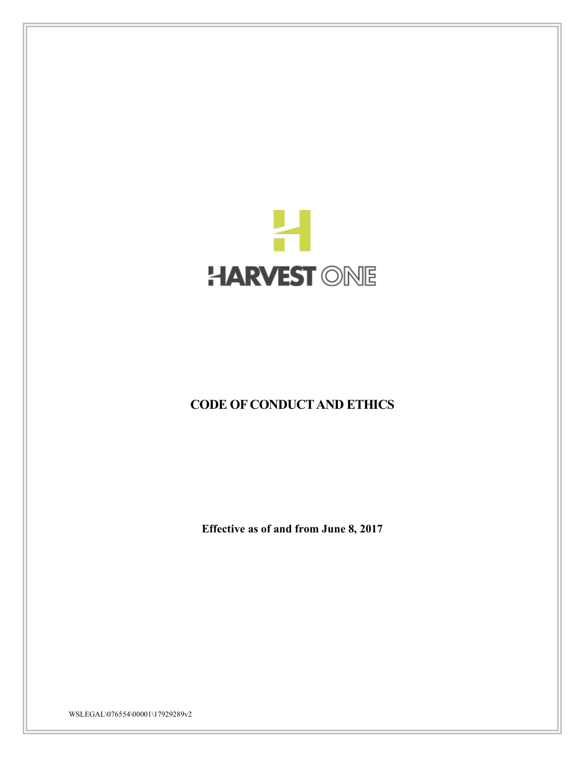HARVEST ONE

# CODE OF CONDUCT AND ETHICS

**Effective as of and from June 8, 2017**

WSLEGAL\076554\00001\17929289v2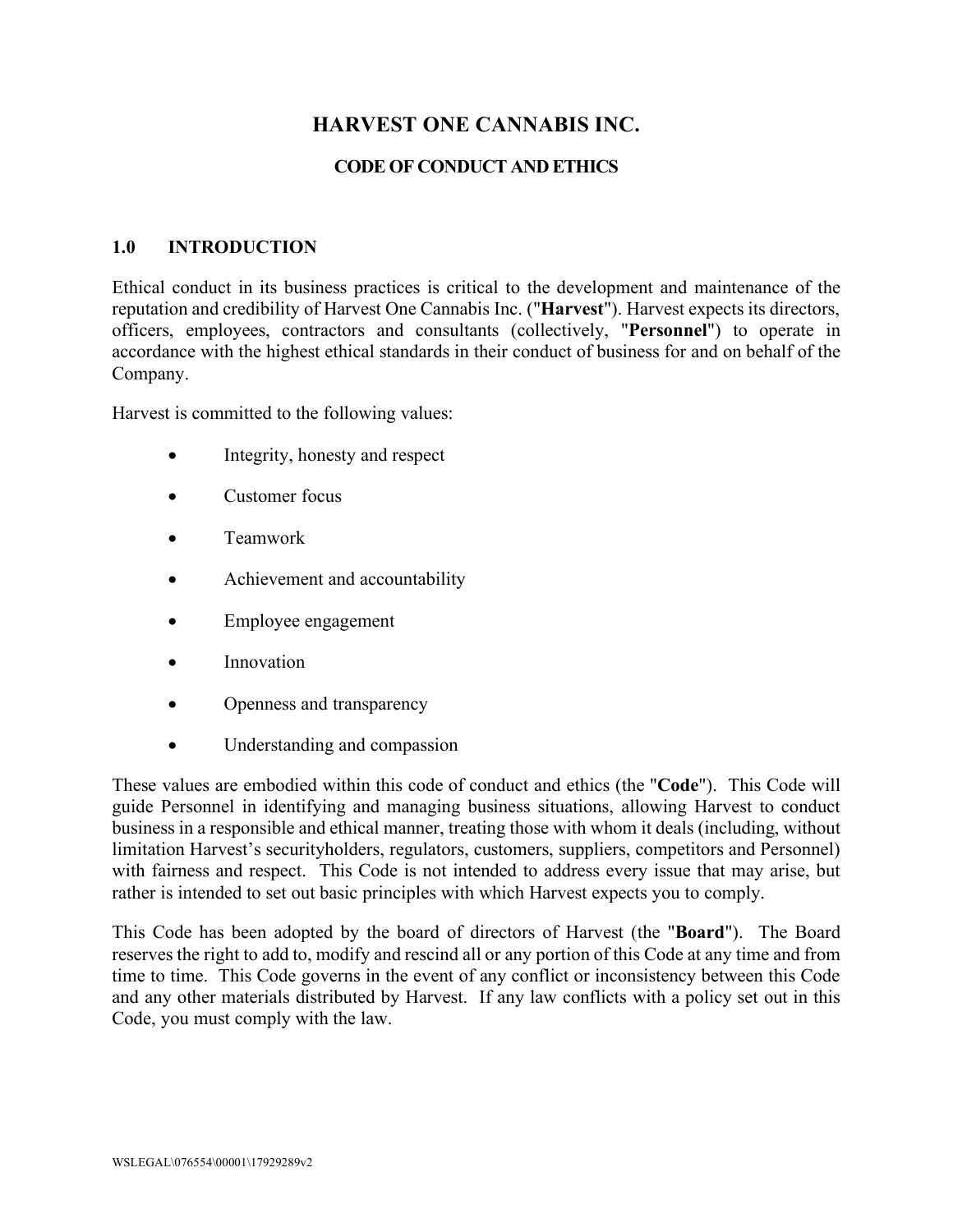# HARVEST ONE CANNABIS INC.

## CODE OF CONDUCT AND ETHICS

### 1.0 INTRODUCTION

Ethical conduct in its business practices is critical to the development and maintenance of the reputation and credibility of Harvest One Cannabis Inc. ("**Harvest**"). Harvest expects its directors, officers, employees, contractors and consultants (collectively, "**Personnel**") to operate in accordance with the highest ethical standards in their conduct of business for and on behalf of the Company.

Harvest is committed to the following values:

- Integrity, honesty and respect
- Customer focus
- Teamwork
- Achievement and accountability
- Employee engagement
- Innovation
- Openness and transparency
- Understanding and compassion

These values are embodied within this code of conduct and ethics (the "**Code**"). This Code will guide Personnel in identifying and managing business situations, allowing Harvest to conduct business in a responsible and ethical manner, treating those with whom it deals (including, without limitation Harvest's securityholders, regulators, customers, suppliers, competitors and Personnel) with fairness and respect. This Code is not intended to address every issue that may arise, but rather is intended to set out basic principles with which Harvest expects you to comply.

This Code has been adopted by the board of directors of Harvest (the "**Board**"). The Board reserves the right to add to, modify and rescind all or any portion of this Code at any time and from time to time. This Code governs in the event of any conflict or inconsistency between this Code and any other materials distributed by Harvest. If any law conflicts with a policy set out in this Code, you must comply with the law.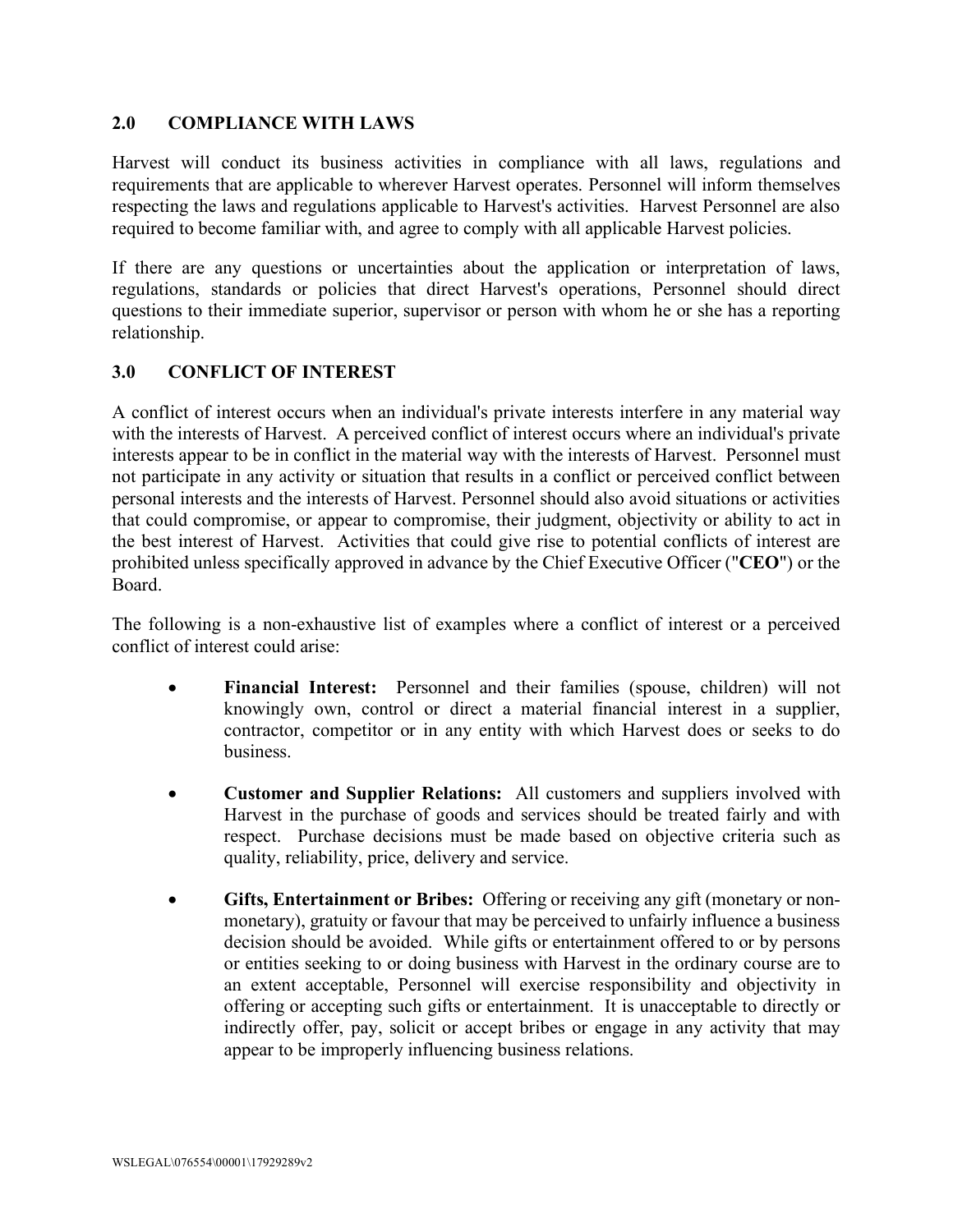## 2.0 COMPLIANCE WITH LAWS

Harvest will conduct its business activities in compliance with all laws, regulations and requirements that are applicable to wherever Harvest operates. Personnel will inform themselves respecting the laws and regulations applicable to Harvest's activities. Harvest Personnel are also required to become familiar with, and agree to comply with all applicable Harvest policies.

If there are any questions or uncertainties about the application or interpretation of laws, regulations, standards or policies that direct Harvest's operations, Personnel should direct questions to their immediate superior, supervisor or person with whom he or she has a reporting relationship.

## 3.0 CONFLICT OF INTEREST

A conflict of interest occurs when an individual's private interests interfere in any material way with the interests of Harvest. A perceived conflict of interest occurs where an individual's private interests appear to be in conflict in the material way with the interests of Harvest. Personnel must not participate in any activity or situation that results in a conflict or perceived conflict between personal interests and the interests of Harvest. Personnel should also avoid situations or activities that could compromise, or appear to compromise, their judgment, objectivity or ability to act in the best interest of Harvest. Activities that could give rise to potential conflicts of interest are prohibited unless specifically approved in advance by the Chief Executive Officer ("**CEO**") or the Board.

The following is a non-exhaustive list of examples where a conflict of interest or a perceived conflict of interest could arise:

- **Financial Interest:** Personnel and their families (spouse, children) will not knowingly own, control or direct a material financial interest in a supplier, contractor, competitor or in any entity with which Harvest does or seeks to do business.
- **Customer and Supplier Relations:** All customers and suppliers involved with Harvest in the purchase of goods and services should be treated fairly and with respect. Purchase decisions must be made based on objective criteria such as quality, reliability, price, delivery and service.
- **Gifts, Entertainment or Bribes:** Offering or receiving any gift (monetary or non-monetary), gratuity or favour that may be perceived to unfairly influence a business decision should be avoided. While gifts or entertainment offered to or by persons or entities seeking to or doing business with Harvest in the ordinary course are to an extent acceptable, Personnel will exercise responsibility and objectivity in offering or accepting such gifts or entertainment. It is unacceptable to directly or indirectly offer, pay, solicit or accept bribes or engage in any activity that may appear to be improperly influencing business relations.

WSLEGAL\076554\00001\17929289v2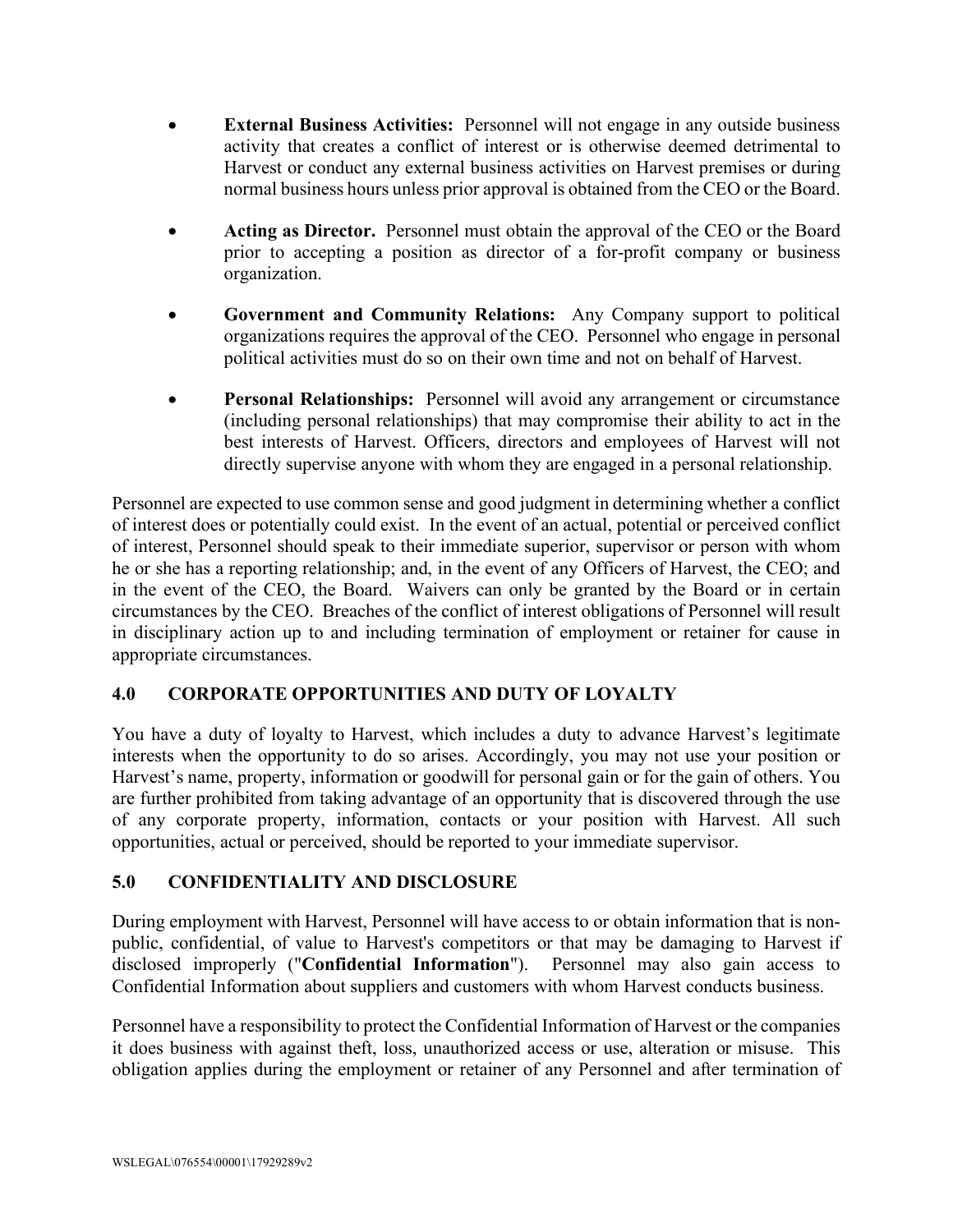- **External Business Activities:** Personnel will not engage in any outside business activity that creates a conflict of interest or is otherwise deemed detrimental to Harvest or conduct any external business activities on Harvest premises or during normal business hours unless prior approval is obtained from the CEO or the Board.

- **Acting as Director.** Personnel must obtain the approval of the CEO or the Board prior to accepting a position as director of a for-profit company or business organization.

- **Government and Community Relations:** Any Company support to political organizations requires the approval of the CEO. Personnel who engage in personal political activities must do so on their own time and not on behalf of Harvest.

- **Personal Relationships:** Personnel will avoid any arrangement or circumstance (including personal relationships) that may compromise their ability to act in the best interests of Harvest. Officers, directors and employees of Harvest will not directly supervise anyone with whom they are engaged in a personal relationship.

Personnel are expected to use common sense and good judgment in determining whether a conflict of interest does or potentially could exist. In the event of an actual, potential or perceived conflict of interest, Personnel should speak to their immediate superior, supervisor or person with whom he or she has a reporting relationship; and, in the event of any Officers of Harvest, the CEO; and in the event of the CEO, the Board. Waivers can only be granted by the Board or in certain circumstances by the CEO. Breaches of the conflict of interest obligations of Personnel will result in disciplinary action up to and including termination of employment or retainer for cause in appropriate circumstances.

## 4.0 CORPORATE OPPORTUNITIES AND DUTY OF LOYALTY

You have a duty of loyalty to Harvest, which includes a duty to advance Harvest's legitimate interests when the opportunity to do so arises. Accordingly, you may not use your position or Harvest's name, property, information or goodwill for personal gain or for the gain of others. You are further prohibited from taking advantage of an opportunity that is discovered through the use of any corporate property, information, contacts or your position with Harvest. All such opportunities, actual or perceived, should be reported to your immediate supervisor.

## 5.0 CONFIDENTIALITY AND DISCLOSURE

During employment with Harvest, Personnel will have access to or obtain information that is non-public, confidential, of value to Harvest's competitors or that may be damaging to Harvest if disclosed improperly ("**Confidential Information**"). Personnel may also gain access to Confidential Information about suppliers and customers with whom Harvest conducts business.

Personnel have a responsibility to protect the Confidential Information of Harvest or the companies it does business with against theft, loss, unauthorized access or use, alteration or misuse. This obligation applies during the employment or retainer of any Personnel and after termination of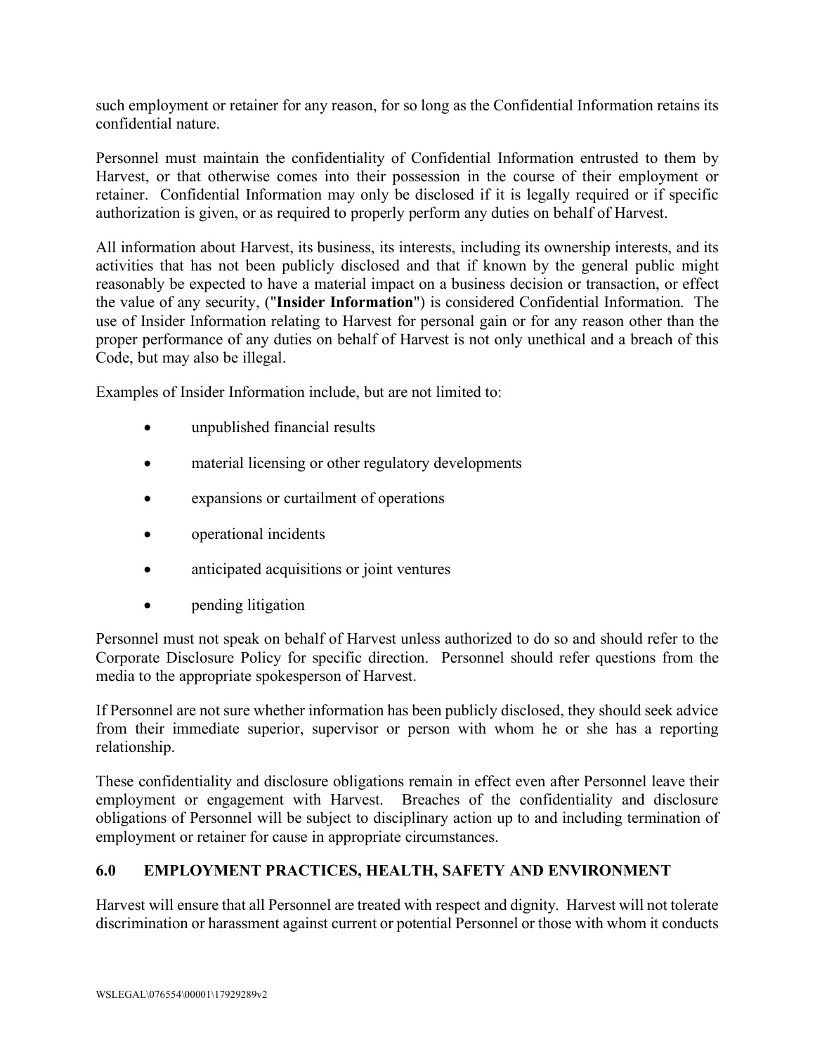such employment or retainer for any reason, for so long as the Confidential Information retains its confidential nature.

Personnel must maintain the confidentiality of Confidential Information entrusted to them by Harvest, or that otherwise comes into their possession in the course of their employment or retainer. Confidential Information may only be disclosed if it is legally required or if specific authorization is given, or as required to properly perform any duties on behalf of Harvest.

All information about Harvest, its business, its interests, including its ownership interests, and its activities that has not been publicly disclosed and that if known by the general public might reasonably be expected to have a material impact on a business decision or transaction, or effect the value of any security, ("**Insider Information**") is considered Confidential Information. The use of Insider Information relating to Harvest for personal gain or for any reason other than the proper performance of any duties on behalf of Harvest is not only unethical and a breach of this Code, but may also be illegal.

Examples of Insider Information include, but are not limited to:

- unpublished financial results
- material licensing or other regulatory developments
- expansions or curtailment of operations
- operational incidents
- anticipated acquisitions or joint ventures
- pending litigation

Personnel must not speak on behalf of Harvest unless authorized to do so and should refer to the Corporate Disclosure Policy for specific direction. Personnel should refer questions from the media to the appropriate spokesperson of Harvest.

If Personnel are not sure whether information has been publicly disclosed, they should seek advice from their immediate superior, supervisor or person with whom he or she has a reporting relationship.

These confidentiality and disclosure obligations remain in effect even after Personnel leave their employment or engagement with Harvest. Breaches of the confidentiality and disclosure obligations of Personnel will be subject to disciplinary action up to and including termination of employment or retainer for cause in appropriate circumstances.

## 6.0 EMPLOYMENT PRACTICES, HEALTH, SAFETY AND ENVIRONMENT

Harvest will ensure that all Personnel are treated with respect and dignity. Harvest will not tolerate discrimination or harassment against current or potential Personnel or those with whom it conducts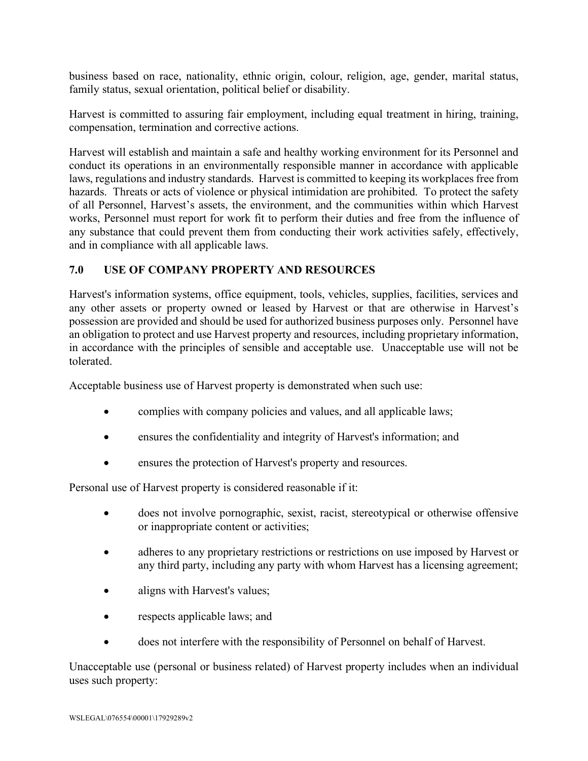business based on race, nationality, ethnic origin, colour, religion, age, gender, marital status, family status, sexual orientation, political belief or disability.

Harvest is committed to assuring fair employment, including equal treatment in hiring, training, compensation, termination and corrective actions.

Harvest will establish and maintain a safe and healthy working environment for its Personnel and conduct its operations in an environmentally responsible manner in accordance with applicable laws, regulations and industry standards. Harvest is committed to keeping its workplaces free from hazards. Threats or acts of violence or physical intimidation are prohibited. To protect the safety of all Personnel, Harvest's assets, the environment, and the communities within which Harvest works, Personnel must report for work fit to perform their duties and free from the influence of any substance that could prevent them from conducting their work activities safely, effectively, and in compliance with all applicable laws.

## 7.0 USE OF COMPANY PROPERTY AND RESOURCES

Harvest's information systems, office equipment, tools, vehicles, supplies, facilities, services and any other assets or property owned or leased by Harvest or that are otherwise in Harvest's possession are provided and should be used for authorized business purposes only. Personnel have an obligation to protect and use Harvest property and resources, including proprietary information, in accordance with the principles of sensible and acceptable use. Unacceptable use will not be tolerated.

Acceptable business use of Harvest property is demonstrated when such use:

- complies with company policies and values, and all applicable laws;
- ensures the confidentiality and integrity of Harvest's information; and
- ensures the protection of Harvest's property and resources.

Personal use of Harvest property is considered reasonable if it:

- does not involve pornographic, sexist, racist, stereotypical or otherwise offensive or inappropriate content or activities;
- adheres to any proprietary restrictions or restrictions on use imposed by Harvest or any third party, including any party with whom Harvest has a licensing agreement;
- aligns with Harvest's values;
- respects applicable laws; and
- does not interfere with the responsibility of Personnel on behalf of Harvest.

Unacceptable use (personal or business related) of Harvest property includes when an individual uses such property: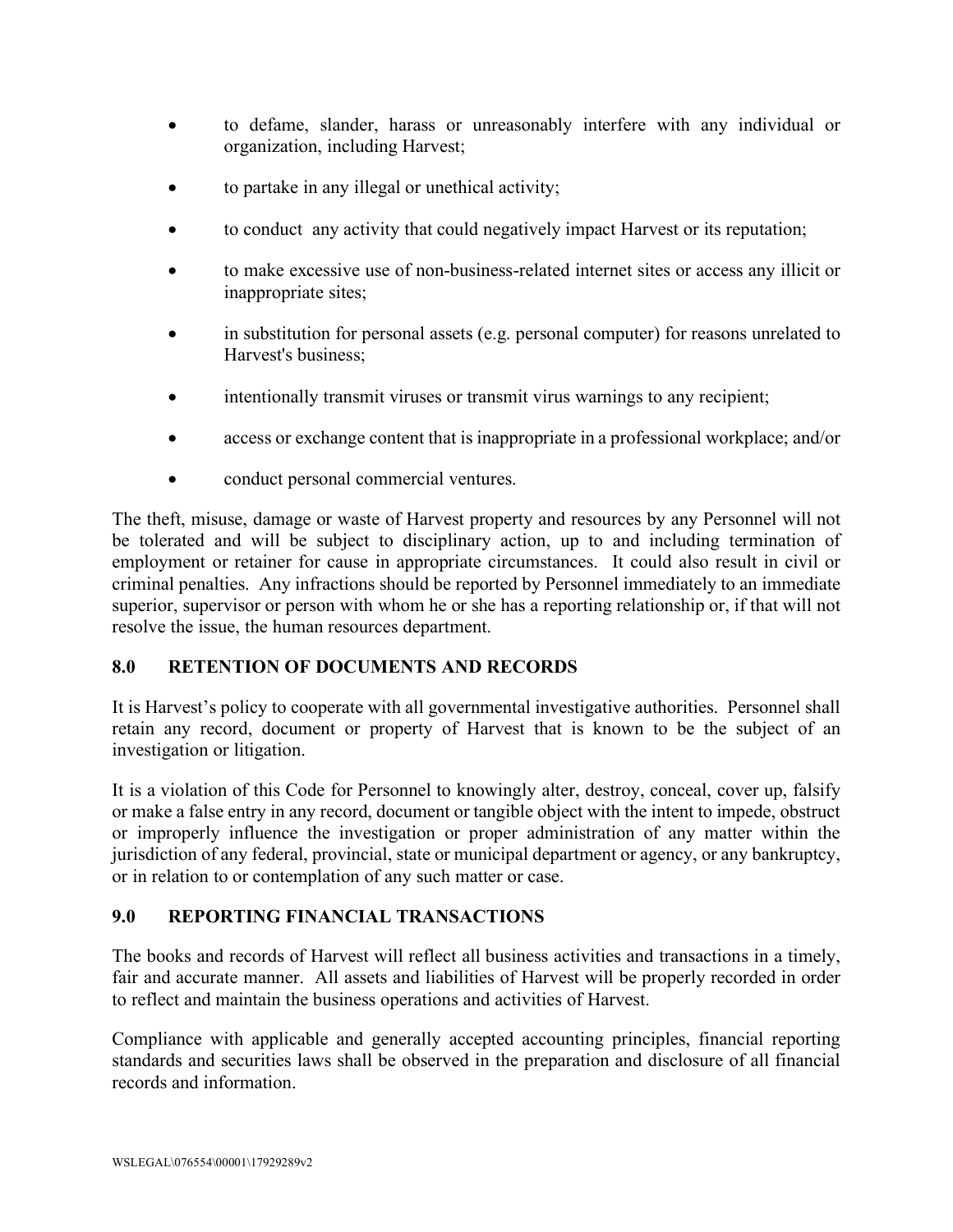- to defame, slander, harass or unreasonably interfere with any individual or organization, including Harvest;
- to partake in any illegal or unethical activity;
- to conduct any activity that could negatively impact Harvest or its reputation;
- to make excessive use of non-business-related internet sites or access any illicit or inappropriate sites;
- in substitution for personal assets (e.g. personal computer) for reasons unrelated to Harvest's business;
- intentionally transmit viruses or transmit virus warnings to any recipient;
- access or exchange content that is inappropriate in a professional workplace; and/or
- conduct personal commercial ventures.

The theft, misuse, damage or waste of Harvest property and resources by any Personnel will not be tolerated and will be subject to disciplinary action, up to and including termination of employment or retainer for cause in appropriate circumstances. It could also result in civil or criminal penalties. Any infractions should be reported by Personnel immediately to an immediate superior, supervisor or person with whom he or she has a reporting relationship or, if that will not resolve the issue, the human resources department.

## 8.0 RETENTION OF DOCUMENTS AND RECORDS

It is Harvest's policy to cooperate with all governmental investigative authorities. Personnel shall retain any record, document or property of Harvest that is known to be the subject of an investigation or litigation.

It is a violation of this Code for Personnel to knowingly alter, destroy, conceal, cover up, falsify or make a false entry in any record, document or tangible object with the intent to impede, obstruct or improperly influence the investigation or proper administration of any matter within the jurisdiction of any federal, provincial, state or municipal department or agency, or any bankruptcy, or in relation to or contemplation of any such matter or case.

## 9.0 REPORTING FINANCIAL TRANSACTIONS

The books and records of Harvest will reflect all business activities and transactions in a timely, fair and accurate manner. All assets and liabilities of Harvest will be properly recorded in order to reflect and maintain the business operations and activities of Harvest.

Compliance with applicable and generally accepted accounting principles, financial reporting standards and securities laws shall be observed in the preparation and disclosure of all financial records and information.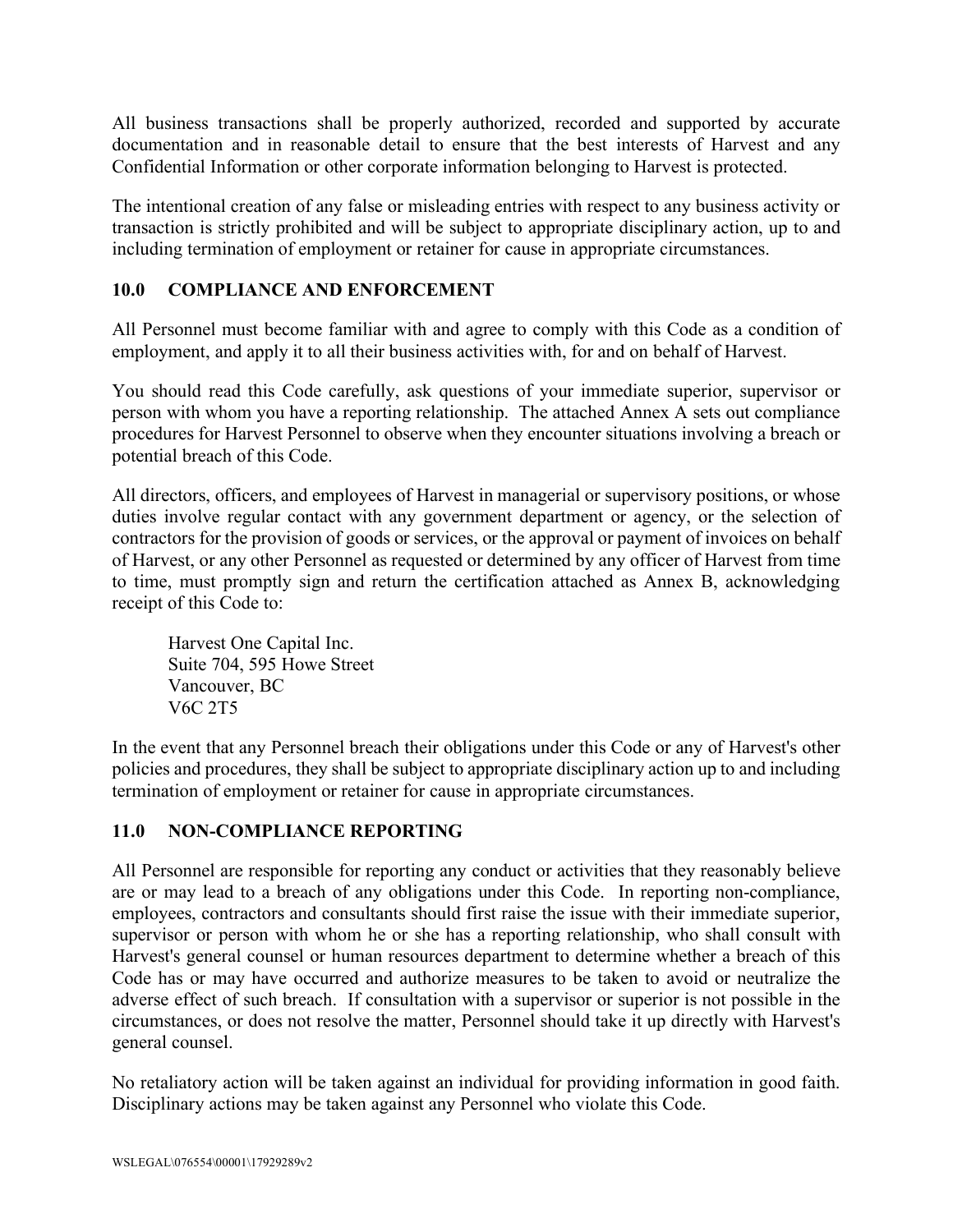All business transactions shall be properly authorized, recorded and supported by accurate documentation and in reasonable detail to ensure that the best interests of Harvest and any Confidential Information or other corporate information belonging to Harvest is protected.

The intentional creation of any false or misleading entries with respect to any business activity or transaction is strictly prohibited and will be subject to appropriate disciplinary action, up to and including termination of employment or retainer for cause in appropriate circumstances.

## 10.0 COMPLIANCE AND ENFORCEMENT

All Personnel must become familiar with and agree to comply with this Code as a condition of employment, and apply it to all their business activities with, for and on behalf of Harvest.

You should read this Code carefully, ask questions of your immediate superior, supervisor or person with whom you have a reporting relationship. The attached Annex A sets out compliance procedures for Harvest Personnel to observe when they encounter situations involving a breach or potential breach of this Code.

All directors, officers, and employees of Harvest in managerial or supervisory positions, or whose duties involve regular contact with any government department or agency, or the selection of contractors for the provision of goods or services, or the approval or payment of invoices on behalf of Harvest, or any other Personnel as requested or determined by any officer of Harvest from time to time, must promptly sign and return the certification attached as Annex B, acknowledging receipt of this Code to:

> Harvest One Capital Inc.
> Suite 704, 595 Howe Street
> Vancouver, BC
> V6C 2T5

In the event that any Personnel breach their obligations under this Code or any of Harvest's other policies and procedures, they shall be subject to appropriate disciplinary action up to and including termination of employment or retainer for cause in appropriate circumstances.

## 11.0 NON-COMPLIANCE REPORTING

All Personnel are responsible for reporting any conduct or activities that they reasonably believe are or may lead to a breach of any obligations under this Code. In reporting non-compliance, employees, contractors and consultants should first raise the issue with their immediate superior, supervisor or person with whom he or she has a reporting relationship, who shall consult with Harvest's general counsel or human resources department to determine whether a breach of this Code has or may have occurred and authorize measures to be taken to avoid or neutralize the adverse effect of such breach. If consultation with a supervisor or superior is not possible in the circumstances, or does not resolve the matter, Personnel should take it up directly with Harvest's general counsel.

No retaliatory action will be taken against an individual for providing information in good faith. Disciplinary actions may be taken against any Personnel who violate this Code.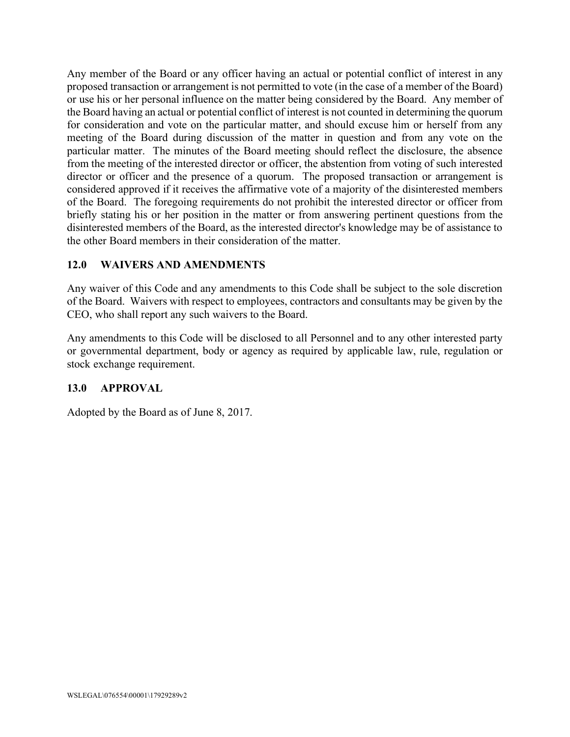Any member of the Board or any officer having an actual or potential conflict of interest in any proposed transaction or arrangement is not permitted to vote (in the case of a member of the Board) or use his or her personal influence on the matter being considered by the Board. Any member of the Board having an actual or potential conflict of interest is not counted in determining the quorum for consideration and vote on the particular matter, and should excuse him or herself from any meeting of the Board during discussion of the matter in question and from any vote on the particular matter. The minutes of the Board meeting should reflect the disclosure, the absence from the meeting of the interested director or officer, the abstention from voting of such interested director or officer and the presence of a quorum. The proposed transaction or arrangement is considered approved if it receives the affirmative vote of a majority of the disinterested members of the Board. The foregoing requirements do not prohibit the interested director or officer from briefly stating his or her position in the matter or from answering pertinent questions from the disinterested members of the Board, as the interested director's knowledge may be of assistance to the other Board members in their consideration of the matter.

## 12.0 WAIVERS AND AMENDMENTS

Any waiver of this Code and any amendments to this Code shall be subject to the sole discretion of the Board. Waivers with respect to employees, contractors and consultants may be given by the CEO, who shall report any such waivers to the Board.

Any amendments to this Code will be disclosed to all Personnel and to any other interested party or governmental department, body or agency as required by applicable law, rule, regulation or stock exchange requirement.

## 13.0 APPROVAL

Adopted by the Board as of June 8, 2017.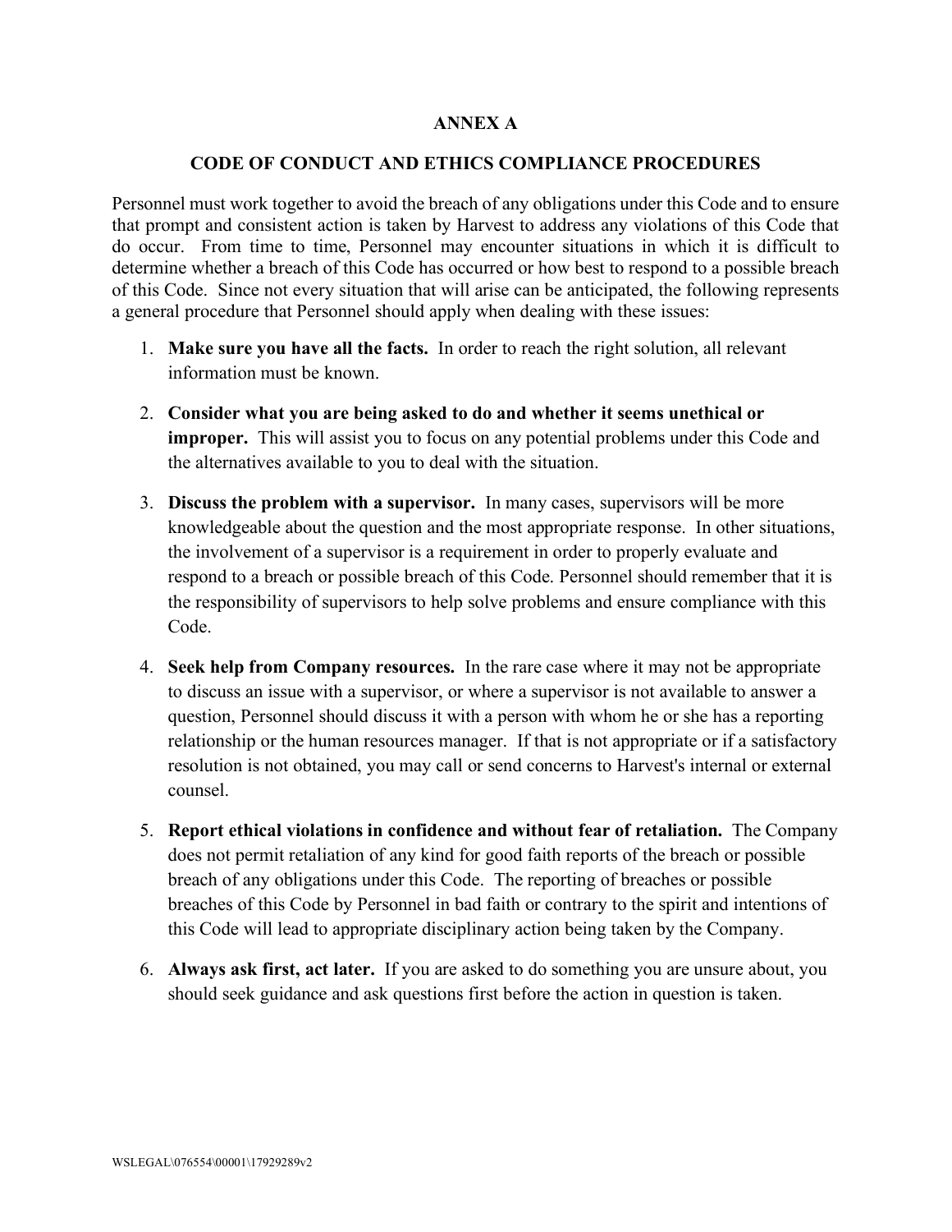# ANNEX A

## CODE OF CONDUCT AND ETHICS COMPLIANCE PROCEDURES

Personnel must work together to avoid the breach of any obligations under this Code and to ensure that prompt and consistent action is taken by Harvest to address any violations of this Code that do occur. From time to time, Personnel may encounter situations in which it is difficult to determine whether a breach of this Code has occurred or how best to respond to a possible breach of this Code. Since not every situation that will arise can be anticipated, the following represents a general procedure that Personnel should apply when dealing with these issues:

1. **Make sure you have all the facts.** In order to reach the right solution, all relevant information must be known.
2. **Consider what you are being asked to do and whether it seems unethical or improper.** This will assist you to focus on any potential problems under this Code and the alternatives available to you to deal with the situation.
3. **Discuss the problem with a supervisor.** In many cases, supervisors will be more knowledgeable about the question and the most appropriate response. In other situations, the involvement of a supervisor is a requirement in order to properly evaluate and respond to a breach or possible breach of this Code. Personnel should remember that it is the responsibility of supervisors to help solve problems and ensure compliance with this Code.
4. **Seek help from Company resources.** In the rare case where it may not be appropriate to discuss an issue with a supervisor, or where a supervisor is not available to answer a question, Personnel should discuss it with a person with whom he or she has a reporting relationship or the human resources manager. If that is not appropriate or if a satisfactory resolution is not obtained, you may call or send concerns to Harvest's internal or external counsel.
5. **Report ethical violations in confidence and without fear of retaliation.** The Company does not permit retaliation of any kind for good faith reports of the breach or possible breach of any obligations under this Code. The reporting of breaches or possible breaches of this Code by Personnel in bad faith or contrary to the spirit and intentions of this Code will lead to appropriate disciplinary action being taken by the Company.
6. **Always ask first, act later.** If you are asked to do something you are unsure about, you should seek guidance and ask questions first before the action in question is taken.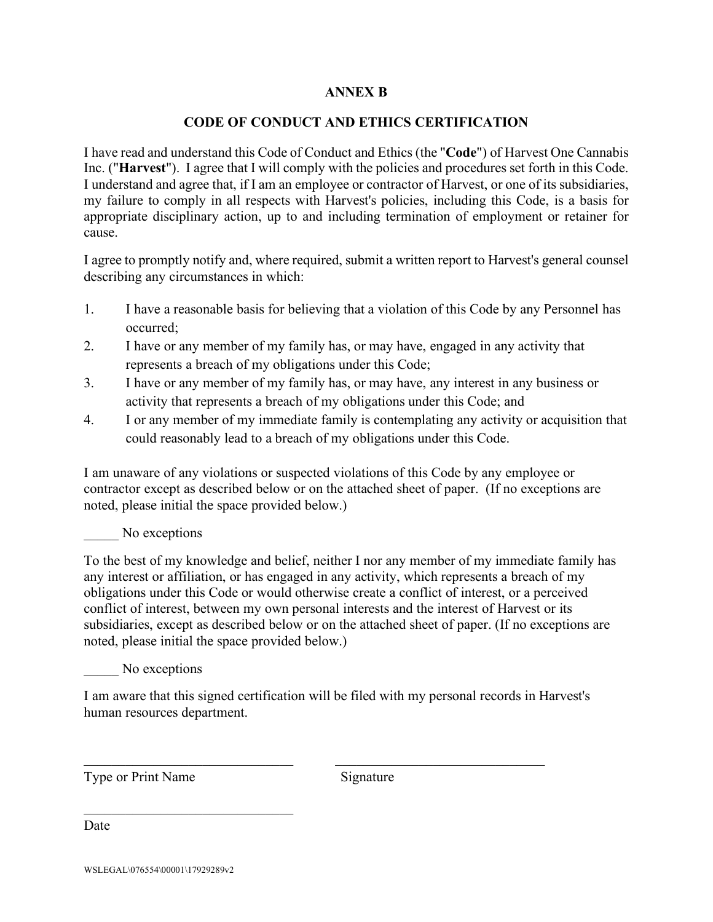# ANNEX B

## CODE OF CONDUCT AND ETHICS CERTIFICATION

I have read and understand this Code of Conduct and Ethics (the "**Code**") of Harvest One Cannabis Inc. ("**Harvest**"). I agree that I will comply with the policies and procedures set forth in this Code. I understand and agree that, if I am an employee or contractor of Harvest, or one of its subsidiaries, my failure to comply in all respects with Harvest's policies, including this Code, is a basis for appropriate disciplinary action, up to and including termination of employment or retainer for cause.

I agree to promptly notify and, where required, submit a written report to Harvest's general counsel describing any circumstances in which:

1. I have a reasonable basis for believing that a violation of this Code by any Personnel has occurred;
2. I have or any member of my family has, or may have, engaged in any activity that represents a breach of my obligations under this Code;
3. I have or any member of my family has, or may have, any interest in any business or activity that represents a breach of my obligations under this Code; and
4. I or any member of my immediate family is contemplating any activity or acquisition that could reasonably lead to a breach of my obligations under this Code.

I am unaware of any violations or suspected violations of this Code by any employee or contractor except as described below or on the attached sheet of paper. (If no exceptions are noted, please initial the space provided below.)

_____ No exceptions

To the best of my knowledge and belief, neither I nor any member of my immediate family has any interest or affiliation, or has engaged in any activity, which represents a breach of my obligations under this Code or would otherwise create a conflict of interest, or a perceived conflict of interest, between my own personal interests and the interest of Harvest or its subsidiaries, except as described below or on the attached sheet of paper. (If no exceptions are noted, please initial the space provided below.)

_____ No exceptions

I am aware that this signed certification will be filed with my personal records in Harvest's human resources department.

______________________________ ______________________________
Type or Print Name Signature

______________________________
Date

WSLEGAL\076554\00001\17929289v2